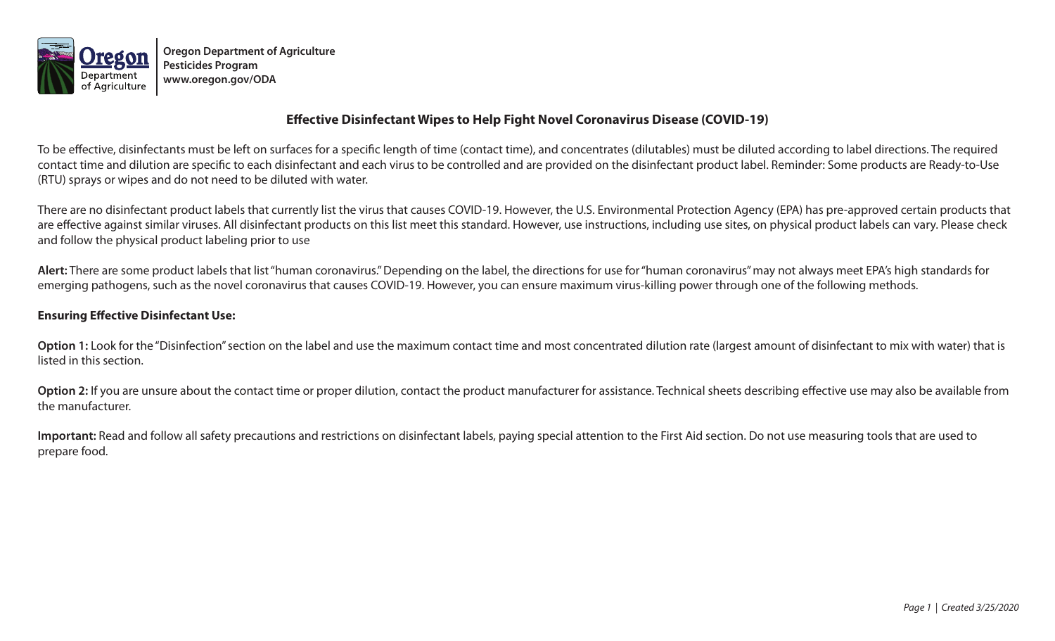Oregon Department of Agriculture
Pesticides Program
www.oregon.gov/ODA

# Effective Disinfectant Wipes to Help Fight Novel Coronavirus Disease (COVID-19)

To be effective, disinfectants must be left on surfaces for a specific length of time (contact time), and concentrates (dilutables) must be diluted according to label directions. The required contact time and dilution are specific to each disinfectant and each virus to be controlled and are provided on the disinfectant product label. Reminder: Some products are Ready-to-Use (RTU) sprays or wipes and do not need to be diluted with water.

There are no disinfectant product labels that currently list the virus that causes COVID-19. However, the U.S. Environmental Protection Agency (EPA) has pre-approved certain products that are effective against similar viruses. All disinfectant products on this list meet this standard. However, use instructions, including use sites, on physical product labels can vary. Please check and follow the physical product labeling prior to use

**Alert:** There are some product labels that list "human coronavirus." Depending on the label, the directions for use for "human coronavirus" may not always meet EPA's high standards for emerging pathogens, such as the novel coronavirus that causes COVID-19. However, you can ensure maximum virus-killing power through one of the following methods.

**Ensuring Effective Disinfectant Use:**

**Option 1:** Look for the "Disinfection" section on the label and use the maximum contact time and most concentrated dilution rate (largest amount of disinfectant to mix with water) that is listed in this section.

**Option 2:** If you are unsure about the contact time or proper dilution, contact the product manufacturer for assistance. Technical sheets describing effective use may also be available from the manufacturer.

**Important:** Read and follow all safety precautions and restrictions on disinfectant labels, paying special attention to the First Aid section. Do not use measuring tools that are used to prepare food.

*Created 3/25/2020*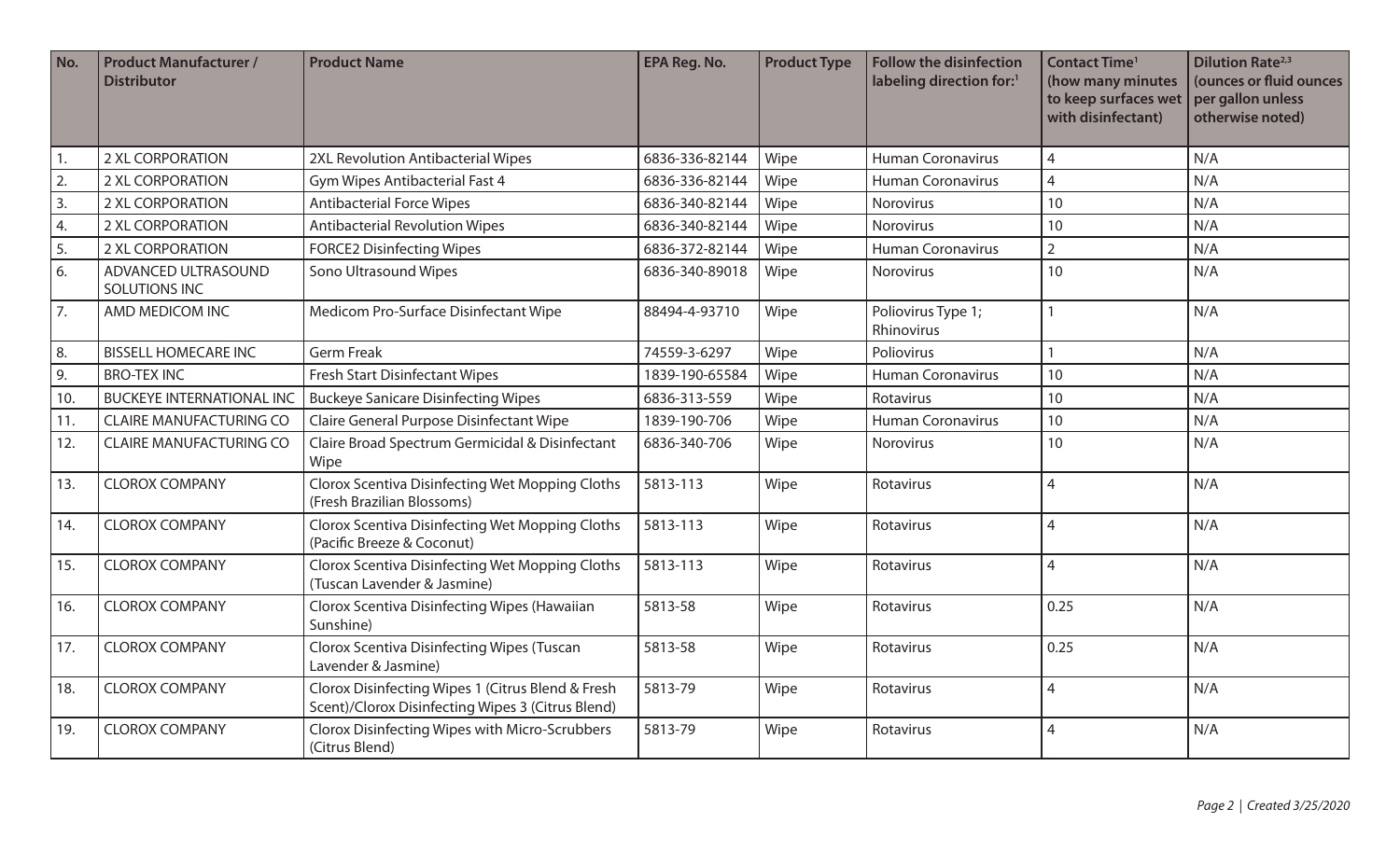| No. | Product Manufacturer / Distributor | Product Name | EPA Reg. No. | Product Type | Follow the disinfection labeling direction for:[1] | Contact Time[1] (how many minutes to keep surfaces wet with disinfectant) | Dilution Rate[2,3] (ounces or fluid ounces per gallon unless otherwise noted) |
|---|---|---|---|---|---|---|---|
| 1. | 2 XL CORPORATION | 2XL Revolution Antibacterial Wipes | 6836-336-82144 | Wipe | Human Coronavirus | 4 | N/A |
| 2. | 2 XL CORPORATION | Gym Wipes Antibacterial Fast 4 | 6836-336-82144 | Wipe | Human Coronavirus | 4 | N/A |
| 3. | 2 XL CORPORATION | Antibacterial Force Wipes | 6836-340-82144 | Wipe | Norovirus | 10 | N/A |
| 4. | 2 XL CORPORATION | Antibacterial Revolution Wipes | 6836-340-82144 | Wipe | Norovirus | 10 | N/A |
| 5. | 2 XL CORPORATION | FORCE2 Disinfecting Wipes | 6836-372-82144 | Wipe | Human Coronavirus | 2 | N/A |
| 6. | ADVANCED ULTRASOUND SOLUTIONS INC | Sono Ultrasound Wipes | 6836-340-89018 | Wipe | Norovirus | 10 | N/A |
| 7. | AMD MEDICOM INC | Medicom Pro-Surface Disinfectant Wipe | 88494-4-93710 | Wipe | Poliovirus Type 1; Rhinovirus | 1 | N/A |
| 8. | BISSELL HOMECARE INC | Germ Freak | 74559-3-6297 | Wipe | Poliovirus | 1 | N/A |
| 9. | BRO-TEX INC | Fresh Start Disinfectant Wipes | 1839-190-65584 | Wipe | Human Coronavirus | 10 | N/A |
| 10. | BUCKEYE INTERNATIONAL INC | Buckeye Sanicare Disinfecting Wipes | 6836-313-559 | Wipe | Rotavirus | 10 | N/A |
| 11. | CLAIRE MANUFACTURING CO | Claire General Purpose Disinfectant Wipe | 1839-190-706 | Wipe | Human Coronavirus | 10 | N/A |
| 12. | CLAIRE MANUFACTURING CO | Claire Broad Spectrum Germicidal & Disinfectant Wipe | 6836-340-706 | Wipe | Norovirus | 10 | N/A |
| 13. | CLOROX COMPANY | Clorox Scentiva Disinfecting Wet Mopping Cloths (Fresh Brazilian Blossoms) | 5813-113 | Wipe | Rotavirus | 4 | N/A |
| 14. | CLOROX COMPANY | Clorox Scentiva Disinfecting Wet Mopping Cloths (Pacific Breeze & Coconut) | 5813-113 | Wipe | Rotavirus | 4 | N/A |
| 15. | CLOROX COMPANY | Clorox Scentiva Disinfecting Wet Mopping Cloths (Tuscan Lavender & Jasmine) | 5813-113 | Wipe | Rotavirus | 4 | N/A |
| 16. | CLOROX COMPANY | Clorox Scentiva Disinfecting Wipes (Hawaiian Sunshine) | 5813-58 | Wipe | Rotavirus | 0.25 | N/A |
| 17. | CLOROX COMPANY | Clorox Scentiva Disinfecting Wipes (Tuscan Lavender & Jasmine) | 5813-58 | Wipe | Rotavirus | 0.25 | N/A |
| 18. | CLOROX COMPANY | Clorox Disinfecting Wipes 1 (Citrus Blend & Fresh Scent)/Clorox Disinfecting Wipes 3 (Citrus Blend) | 5813-79 | Wipe | Rotavirus | 4 | N/A |
| 19. | CLOROX COMPANY | Clorox Disinfecting Wipes with Micro-Scrubbers (Citrus Blend) | 5813-79 | Wipe | Rotavirus | 4 | N/A |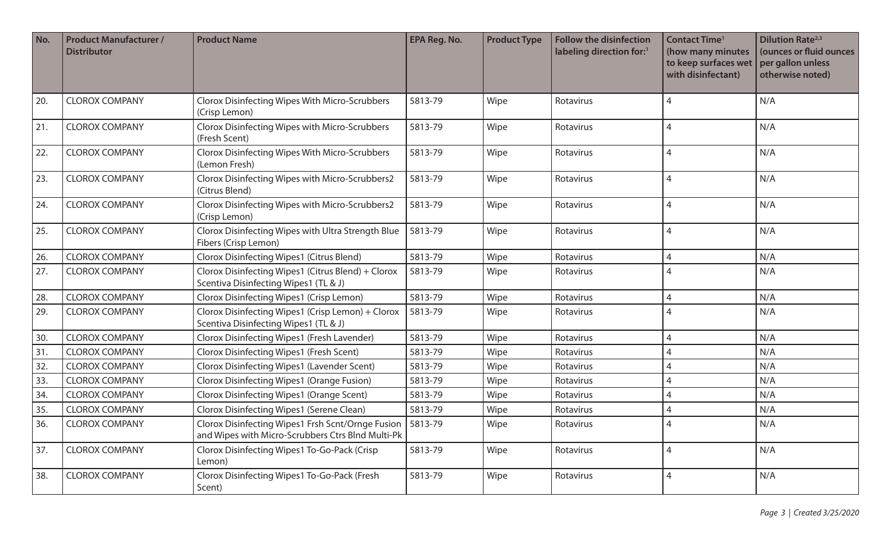| No. | Product Manufacturer / Distributor | Product Name | EPA Reg. No. | Product Type | Follow the disinfection labeling direction for:[1] | Contact Time[1] (how many minutes to keep surfaces wet with disinfectant) | Dilution Rate[2,3] (ounces or fluid ounces per gallon unless otherwise noted) |
|---|---|---|---|---|---|---|---|
| 20. | CLOROX COMPANY | Clorox Disinfecting Wipes With Micro-Scrubbers (Crisp Lemon) | 5813-79 | Wipe | Rotavirus | 4 | N/A |
| 21. | CLOROX COMPANY | Clorox Disinfecting Wipes with Micro-Scrubbers (Fresh Scent) | 5813-79 | Wipe | Rotavirus | 4 | N/A |
| 22. | CLOROX COMPANY | Clorox Disinfecting Wipes With Micro-Scrubbers (Lemon Fresh) | 5813-79 | Wipe | Rotavirus | 4 | N/A |
| 23. | CLOROX COMPANY | Clorox Disinfecting Wipes with Micro-Scrubbers2 (Citrus Blend) | 5813-79 | Wipe | Rotavirus | 4 | N/A |
| 24. | CLOROX COMPANY | Clorox Disinfecting Wipes with Micro-Scrubbers2 (Crisp Lemon) | 5813-79 | Wipe | Rotavirus | 4 | N/A |
| 25. | CLOROX COMPANY | Clorox Disinfecting Wipes with Ultra Strength Blue Fibers (Crisp Lemon) | 5813-79 | Wipe | Rotavirus | 4 | N/A |
| 26. | CLOROX COMPANY | Clorox Disinfecting Wipes1 (Citrus Blend) | 5813-79 | Wipe | Rotavirus | 4 | N/A |
| 27. | CLOROX COMPANY | Clorox Disinfecting Wipes1 (Citrus Blend) + Clorox Scentiva Disinfecting Wipes1 (TL & J) | 5813-79 | Wipe | Rotavirus | 4 | N/A |
| 28. | CLOROX COMPANY | Clorox Disinfecting Wipes1 (Crisp Lemon) | 5813-79 | Wipe | Rotavirus | 4 | N/A |
| 29. | CLOROX COMPANY | Clorox Disinfecting Wipes1 (Crisp Lemon) + Clorox Scentiva Disinfecting Wipes1 (TL & J) | 5813-79 | Wipe | Rotavirus | 4 | N/A |
| 30. | CLOROX COMPANY | Clorox Disinfecting Wipes1 (Fresh Lavender) | 5813-79 | Wipe | Rotavirus | 4 | N/A |
| 31. | CLOROX COMPANY | Clorox Disinfecting Wipes1 (Fresh Scent) | 5813-79 | Wipe | Rotavirus | 4 | N/A |
| 32. | CLOROX COMPANY | Clorox Disinfecting Wipes1 (Lavender Scent) | 5813-79 | Wipe | Rotavirus | 4 | N/A |
| 33. | CLOROX COMPANY | Clorox Disinfecting Wipes1 (Orange Fusion) | 5813-79 | Wipe | Rotavirus | 4 | N/A |
| 34. | CLOROX COMPANY | Clorox Disinfecting Wipes1 (Orange Scent) | 5813-79 | Wipe | Rotavirus | 4 | N/A |
| 35. | CLOROX COMPANY | Clorox Disinfecting Wipes1 (Serene Clean) | 5813-79 | Wipe | Rotavirus | 4 | N/A |
| 36. | CLOROX COMPANY | Clorox Disinfecting Wipes1 Frsh Scnt/Ornge Fusion and Wipes with Micro-Scrubbers Ctrs Blnd Multi-Pk | 5813-79 | Wipe | Rotavirus | 4 | N/A |
| 37. | CLOROX COMPANY | Clorox Disinfecting Wipes1 To-Go-Pack (Crisp Lemon) | 5813-79 | Wipe | Rotavirus | 4 | N/A |
| 38. | CLOROX COMPANY | Clorox Disinfecting Wipes1 To-Go-Pack (Fresh Scent) | 5813-79 | Wipe | Rotavirus | 4 | N/A |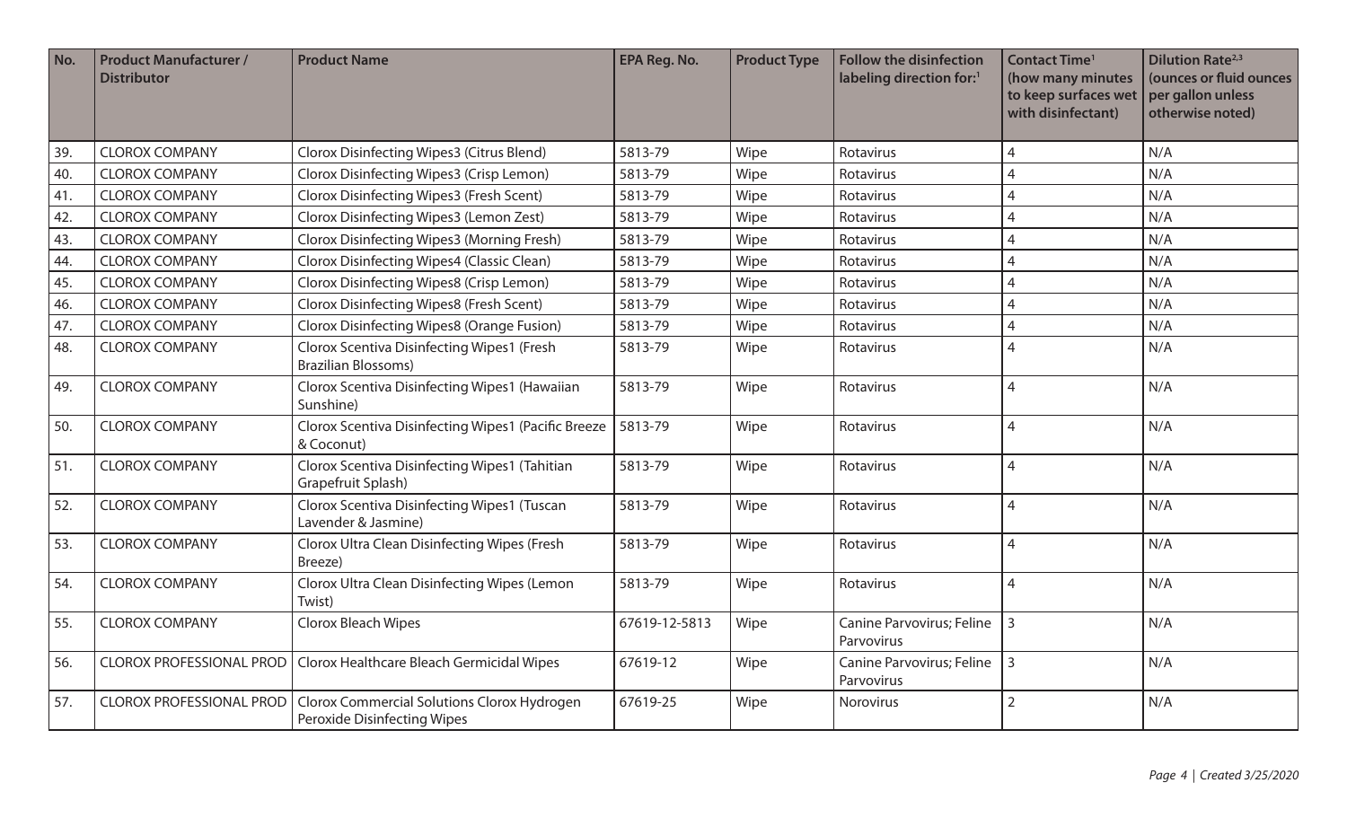| No. | Product Manufacturer / Distributor | Product Name | EPA Reg. No. | Product Type | Follow the disinfection labeling direction for:[1] | Contact Time[1] (how many minutes to keep surfaces wet with disinfectant) | Dilution Rate[2,3] (ounces or fluid ounces per gallon unless otherwise noted) |
|---|---|---|---|---|---|---|---|
| 39. | CLOROX COMPANY | Clorox Disinfecting Wipes3 (Citrus Blend) | 5813-79 | Wipe | Rotavirus | 4 | N/A |
| 40. | CLOROX COMPANY | Clorox Disinfecting Wipes3 (Crisp Lemon) | 5813-79 | Wipe | Rotavirus | 4 | N/A |
| 41. | CLOROX COMPANY | Clorox Disinfecting Wipes3 (Fresh Scent) | 5813-79 | Wipe | Rotavirus | 4 | N/A |
| 42. | CLOROX COMPANY | Clorox Disinfecting Wipes3 (Lemon Zest) | 5813-79 | Wipe | Rotavirus | 4 | N/A |
| 43. | CLOROX COMPANY | Clorox Disinfecting Wipes3 (Morning Fresh) | 5813-79 | Wipe | Rotavirus | 4 | N/A |
| 44. | CLOROX COMPANY | Clorox Disinfecting Wipes4 (Classic Clean) | 5813-79 | Wipe | Rotavirus | 4 | N/A |
| 45. | CLOROX COMPANY | Clorox Disinfecting Wipes8 (Crisp Lemon) | 5813-79 | Wipe | Rotavirus | 4 | N/A |
| 46. | CLOROX COMPANY | Clorox Disinfecting Wipes8 (Fresh Scent) | 5813-79 | Wipe | Rotavirus | 4 | N/A |
| 47. | CLOROX COMPANY | Clorox Disinfecting Wipes8 (Orange Fusion) | 5813-79 | Wipe | Rotavirus | 4 | N/A |
| 48. | CLOROX COMPANY | Clorox Scentiva Disinfecting Wipes1 (Fresh Brazilian Blossoms) | 5813-79 | Wipe | Rotavirus | 4 | N/A |
| 49. | CLOROX COMPANY | Clorox Scentiva Disinfecting Wipes1 (Hawaiian Sunshine) | 5813-79 | Wipe | Rotavirus | 4 | N/A |
| 50. | CLOROX COMPANY | Clorox Scentiva Disinfecting Wipes1 (Pacific Breeze & Coconut) | 5813-79 | Wipe | Rotavirus | 4 | N/A |
| 51. | CLOROX COMPANY | Clorox Scentiva Disinfecting Wipes1 (Tahitian Grapefruit Splash) | 5813-79 | Wipe | Rotavirus | 4 | N/A |
| 52. | CLOROX COMPANY | Clorox Scentiva Disinfecting Wipes1 (Tuscan Lavender & Jasmine) | 5813-79 | Wipe | Rotavirus | 4 | N/A |
| 53. | CLOROX COMPANY | Clorox Ultra Clean Disinfecting Wipes (Fresh Breeze) | 5813-79 | Wipe | Rotavirus | 4 | N/A |
| 54. | CLOROX COMPANY | Clorox Ultra Clean Disinfecting Wipes (Lemon Twist) | 5813-79 | Wipe | Rotavirus | 4 | N/A |
| 55. | CLOROX COMPANY | Clorox Bleach Wipes | 67619-12-5813 | Wipe | Canine Parvovirus; Feline Parvovirus | 3 | N/A |
| 56. | CLOROX PROFESSIONAL PROD | Clorox Healthcare Bleach Germicidal Wipes | 67619-12 | Wipe | Canine Parvovirus; Feline Parvovirus | 3 | N/A |
| 57. | CLOROX PROFESSIONAL PROD | Clorox Commercial Solutions Clorox Hydrogen Peroxide Disinfecting Wipes | 67619-25 | Wipe | Norovirus | 2 | N/A |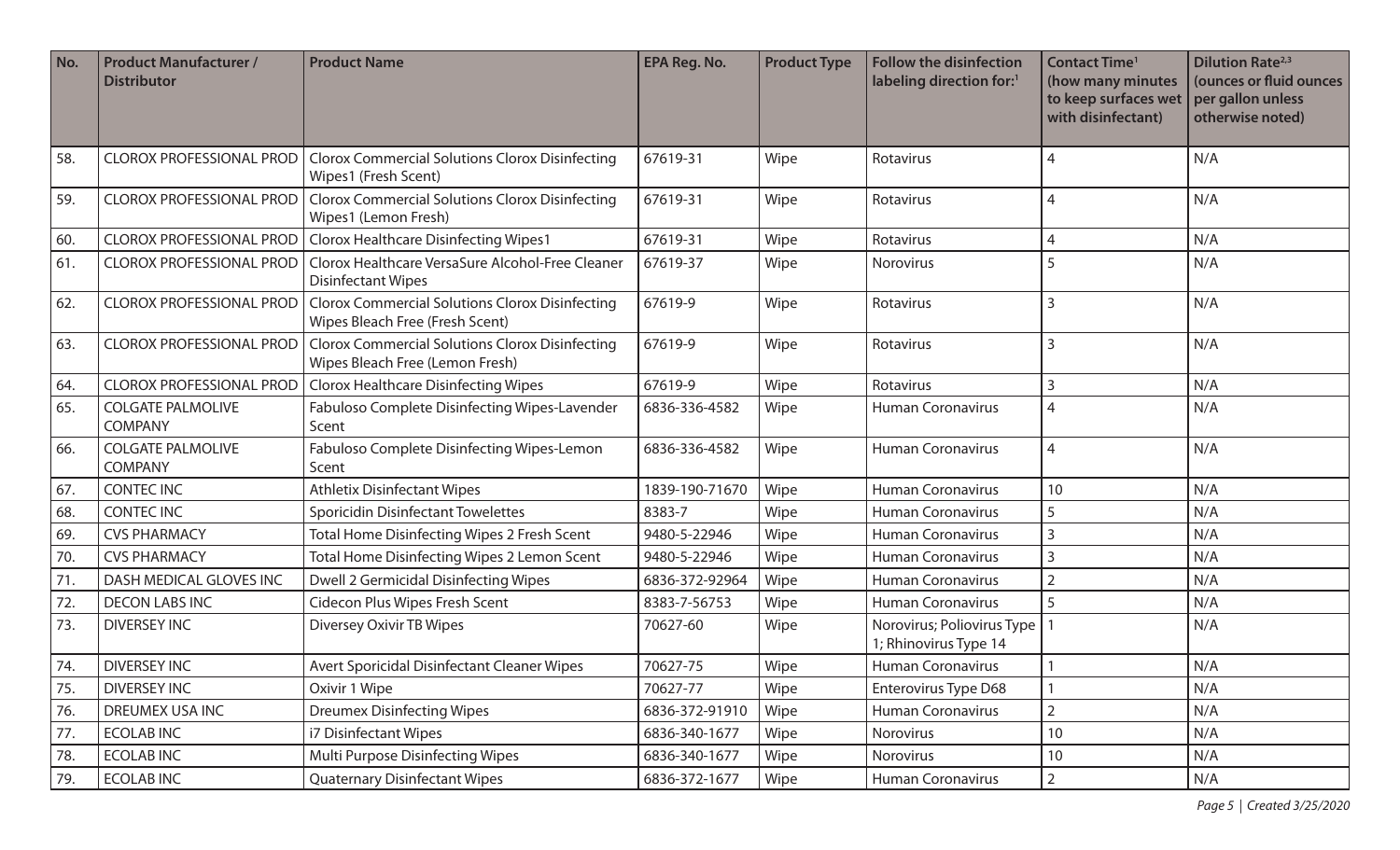| No. | Product Manufacturer / Distributor | Product Name | EPA Reg. No. | Product Type | Follow the disinfection labeling direction for:[1] | Contact Time[1] (how many minutes to keep surfaces wet with disinfectant) | Dilution Rate[2,3] (ounces or fluid ounces per gallon unless otherwise noted) |
|---|---|---|---|---|---|---|---|
| 58. | CLOROX PROFESSIONAL PROD | Clorox Commercial Solutions Clorox Disinfecting Wipes1 (Fresh Scent) | 67619-31 | Wipe | Rotavirus | 4 | N/A |
| 59. | CLOROX PROFESSIONAL PROD | Clorox Commercial Solutions Clorox Disinfecting Wipes1 (Lemon Fresh) | 67619-31 | Wipe | Rotavirus | 4 | N/A |
| 60. | CLOROX PROFESSIONAL PROD | Clorox Healthcare Disinfecting Wipes1 | 67619-31 | Wipe | Rotavirus | 4 | N/A |
| 61. | CLOROX PROFESSIONAL PROD | Clorox Healthcare VersaSure Alcohol-Free Cleaner Disinfectant Wipes | 67619-37 | Wipe | Norovirus | 5 | N/A |
| 62. | CLOROX PROFESSIONAL PROD | Clorox Commercial Solutions Clorox Disinfecting Wipes Bleach Free (Fresh Scent) | 67619-9 | Wipe | Rotavirus | 3 | N/A |
| 63. | CLOROX PROFESSIONAL PROD | Clorox Commercial Solutions Clorox Disinfecting Wipes Bleach Free (Lemon Fresh) | 67619-9 | Wipe | Rotavirus | 3 | N/A |
| 64. | CLOROX PROFESSIONAL PROD | Clorox Healthcare Disinfecting Wipes | 67619-9 | Wipe | Rotavirus | 3 | N/A |
| 65. | COLGATE PALMOLIVE COMPANY | Fabuloso Complete Disinfecting Wipes-Lavender Scent | 6836-336-4582 | Wipe | Human Coronavirus | 4 | N/A |
| 66. | COLGATE PALMOLIVE COMPANY | Fabuloso Complete Disinfecting Wipes-Lemon Scent | 6836-336-4582 | Wipe | Human Coronavirus | 4 | N/A |
| 67. | CONTEC INC | Athletix Disinfectant Wipes | 1839-190-71670 | Wipe | Human Coronavirus | 10 | N/A |
| 68. | CONTEC INC | Sporicidin Disinfectant Towelettes | 8383-7 | Wipe | Human Coronavirus | 5 | N/A |
| 69. | CVS PHARMACY | Total Home Disinfecting Wipes 2 Fresh Scent | 9480-5-22946 | Wipe | Human Coronavirus | 3 | N/A |
| 70. | CVS PHARMACY | Total Home Disinfecting Wipes 2 Lemon Scent | 9480-5-22946 | Wipe | Human Coronavirus | 3 | N/A |
| 71. | DASH MEDICAL GLOVES INC | Dwell 2 Germicidal Disinfecting Wipes | 6836-372-92964 | Wipe | Human Coronavirus | 2 | N/A |
| 72. | DECON LABS INC | Cidecon Plus Wipes Fresh Scent | 8383-7-56753 | Wipe | Human Coronavirus | 5 | N/A |
| 73. | DIVERSEY INC | Diversey Oxivir TB Wipes | 70627-60 | Wipe | Norovirus; Poliovirus Type 1; Rhinovirus Type 14 | 1 | N/A |
| 74. | DIVERSEY INC | Avert Sporicidal Disinfectant Cleaner Wipes | 70627-75 | Wipe | Human Coronavirus | 1 | N/A |
| 75. | DIVERSEY INC | Oxivir 1 Wipe | 70627-77 | Wipe | Enterovirus Type D68 | 1 | N/A |
| 76. | DREUMEX USA INC | Dreumex Disinfecting Wipes | 6836-372-91910 | Wipe | Human Coronavirus | 2 | N/A |
| 77. | ECOLAB INC | i7 Disinfectant Wipes | 6836-340-1677 | Wipe | Norovirus | 10 | N/A |
| 78. | ECOLAB INC | Multi Purpose Disinfecting Wipes | 6836-340-1677 | Wipe | Norovirus | 10 | N/A |
| 79. | ECOLAB INC | Quaternary Disinfectant Wipes | 6836-372-1677 | Wipe | Human Coronavirus | 2 | N/A |

*Created 3/25/2020*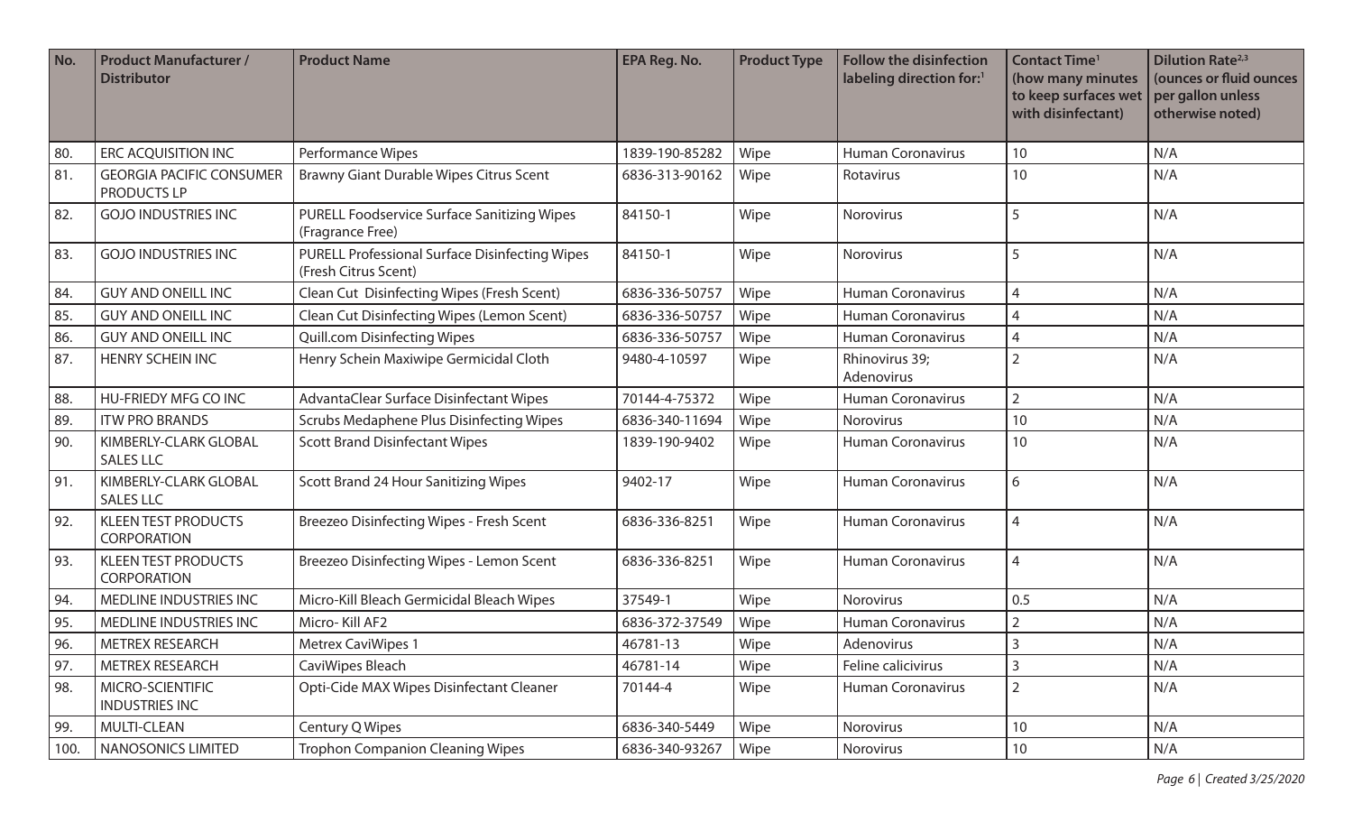| No. | Product Manufacturer / Distributor | Product Name | EPA Reg. No. | Product Type | Follow the disinfection labeling direction for:[1] | Contact Time[1] (how many minutes to keep surfaces wet with disinfectant) | Dilution Rate[2,3] (ounces or fluid ounces per gallon unless otherwise noted) |
|---|---|---|---|---|---|---|---|
| 80. | ERC ACQUISITION INC | Performance Wipes | 1839-190-85282 | Wipe | Human Coronavirus | 10 | N/A |
| 81. | GEORGIA PACIFIC CONSUMER PRODUCTS LP | Brawny Giant Durable Wipes Citrus Scent | 6836-313-90162 | Wipe | Rotavirus | 10 | N/A |
| 82. | GOJO INDUSTRIES INC | PURELL Foodservice Surface Sanitizing Wipes (Fragrance Free) | 84150-1 | Wipe | Norovirus | 5 | N/A |
| 83. | GOJO INDUSTRIES INC | PURELL Professional Surface Disinfecting Wipes (Fresh Citrus Scent) | 84150-1 | Wipe | Norovirus | 5 | N/A |
| 84. | GUY AND ONEILL INC | Clean Cut Disinfecting Wipes (Fresh Scent) | 6836-336-50757 | Wipe | Human Coronavirus | 4 | N/A |
| 85. | GUY AND ONEILL INC | Clean Cut Disinfecting Wipes (Lemon Scent) | 6836-336-50757 | Wipe | Human Coronavirus | 4 | N/A |
| 86. | GUY AND ONEILL INC | Quill.com Disinfecting Wipes | 6836-336-50757 | Wipe | Human Coronavirus | 4 | N/A |
| 87. | HENRY SCHEIN INC | Henry Schein Maxiwipe Germicidal Cloth | 9480-4-10597 | Wipe | Rhinovirus 39; Adenovirus | 2 | N/A |
| 88. | HU-FRIEDY MFG CO INC | AdvantaClear Surface Disinfectant Wipes | 70144-4-75372 | Wipe | Human Coronavirus | 2 | N/A |
| 89. | ITW PRO BRANDS | Scrubs Medaphene Plus Disinfecting Wipes | 6836-340-11694 | Wipe | Norovirus | 10 | N/A |
| 90. | KIMBERLY-CLARK GLOBAL SALES LLC | Scott Brand Disinfectant Wipes | 1839-190-9402 | Wipe | Human Coronavirus | 10 | N/A |
| 91. | KIMBERLY-CLARK GLOBAL SALES LLC | Scott Brand 24 Hour Sanitizing Wipes | 9402-17 | Wipe | Human Coronavirus | 6 | N/A |
| 92. | KLEEN TEST PRODUCTS CORPORATION | Breezeo Disinfecting Wipes - Fresh Scent | 6836-336-8251 | Wipe | Human Coronavirus | 4 | N/A |
| 93. | KLEEN TEST PRODUCTS CORPORATION | Breezeo Disinfecting Wipes - Lemon Scent | 6836-336-8251 | Wipe | Human Coronavirus | 4 | N/A |
| 94. | MEDLINE INDUSTRIES INC | Micro-Kill Bleach Germicidal Bleach Wipes | 37549-1 | Wipe | Norovirus | 0.5 | N/A |
| 95. | MEDLINE INDUSTRIES INC | Micro- Kill AF2 | 6836-372-37549 | Wipe | Human Coronavirus | 2 | N/A |
| 96. | METREX RESEARCH | Metrex CaviWipes 1 | 46781-13 | Wipe | Adenovirus | 3 | N/A |
| 97. | METREX RESEARCH | CaviWipes Bleach | 46781-14 | Wipe | Feline calicivirus | 3 | N/A |
| 98. | MICRO-SCIENTIFIC INDUSTRIES INC | Opti-Cide MAX Wipes Disinfectant Cleaner | 70144-4 | Wipe | Human Coronavirus | 2 | N/A |
| 99. | MULTI-CLEAN | Century Q Wipes | 6836-340-5449 | Wipe | Norovirus | 10 | N/A |
| 100. | NANOSONICS LIMITED | Trophon Companion Cleaning Wipes | 6836-340-93267 | Wipe | Norovirus | 10 | N/A |

*Created 3/25/2020*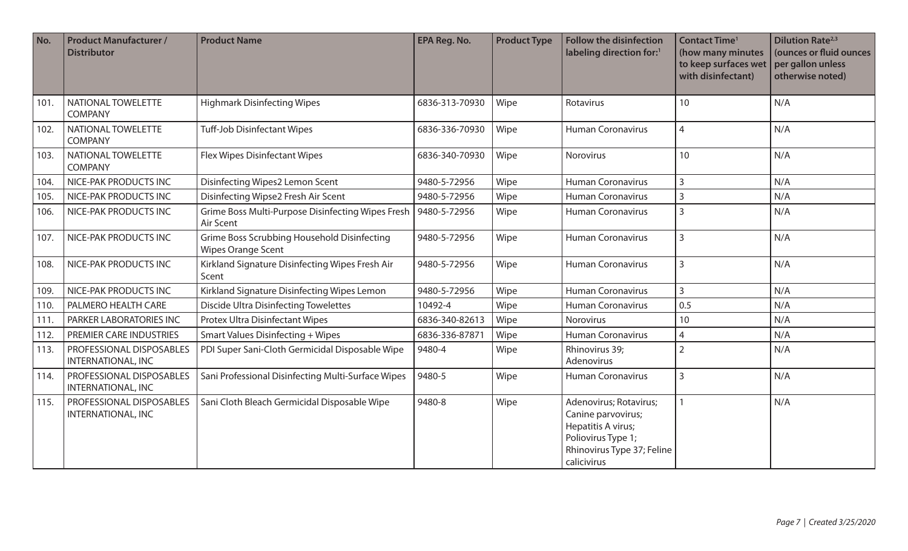| No. | Product Manufacturer / Distributor | Product Name | EPA Reg. No. | Product Type | Follow the disinfection labeling direction for:[1] | Contact Time[1] (how many minutes to keep surfaces wet with disinfectant) | Dilution Rate[2,3] (ounces or fluid ounces per gallon unless otherwise noted) |
|---|---|---|---|---|---|---|---|
| 101. | NATIONAL TOWELETTE COMPANY | Highmark Disinfecting Wipes | 6836-313-70930 | Wipe | Rotavirus | 10 | N/A |
| 102. | NATIONAL TOWELETTE COMPANY | Tuff-Job Disinfectant Wipes | 6836-336-70930 | Wipe | Human Coronavirus | 4 | N/A |
| 103. | NATIONAL TOWELETTE COMPANY | Flex Wipes Disinfectant Wipes | 6836-340-70930 | Wipe | Norovirus | 10 | N/A |
| 104. | NICE-PAK PRODUCTS INC | Disinfecting Wipes2 Lemon Scent | 9480-5-72956 | Wipe | Human Coronavirus | 3 | N/A |
| 105. | NICE-PAK PRODUCTS INC | Disinfecting Wipse2 Fresh Air Scent | 9480-5-72956 | Wipe | Human Coronavirus | 3 | N/A |
| 106. | NICE-PAK PRODUCTS INC | Grime Boss Multi-Purpose Disinfecting Wipes Fresh Air Scent | 9480-5-72956 | Wipe | Human Coronavirus | 3 | N/A |
| 107. | NICE-PAK PRODUCTS INC | Grime Boss Scrubbing Household Disinfecting Wipes Orange Scent | 9480-5-72956 | Wipe | Human Coronavirus | 3 | N/A |
| 108. | NICE-PAK PRODUCTS INC | Kirkland Signature Disinfecting Wipes Fresh Air Scent | 9480-5-72956 | Wipe | Human Coronavirus | 3 | N/A |
| 109. | NICE-PAK PRODUCTS INC | Kirkland Signature Disinfecting Wipes Lemon | 9480-5-72956 | Wipe | Human Coronavirus | 3 | N/A |
| 110. | PALMERO HEALTH CARE | Discide Ultra Disinfecting Towelettes | 10492-4 | Wipe | Human Coronavirus | 0.5 | N/A |
| 111. | PARKER LABORATORIES INC | Protex Ultra Disinfectant Wipes | 6836-340-82613 | Wipe | Norovirus | 10 | N/A |
| 112. | PREMIER CARE INDUSTRIES | Smart Values Disinfecting + Wipes | 6836-336-87871 | Wipe | Human Coronavirus | 4 | N/A |
| 113. | PROFESSIONAL DISPOSABLES INTERNATIONAL, INC | PDI Super Sani-Cloth Germicidal Disposable Wipe | 9480-4 | Wipe | Rhinovirus 39; Adenovirus | 2 | N/A |
| 114. | PROFESSIONAL DISPOSABLES INTERNATIONAL, INC | Sani Professional Disinfecting Multi-Surface Wipes | 9480-5 | Wipe | Human Coronavirus | 3 | N/A |
| 115. | PROFESSIONAL DISPOSABLES INTERNATIONAL, INC | Sani Cloth Bleach Germicidal Disposable Wipe | 9480-8 | Wipe | Adenovirus; Rotavirus; Canine parvovirus; Hepatitis A virus; Poliovirus Type 1; Rhinovirus Type 37; Feline calicivirus | 1 | N/A |

*Created 3/25/2020*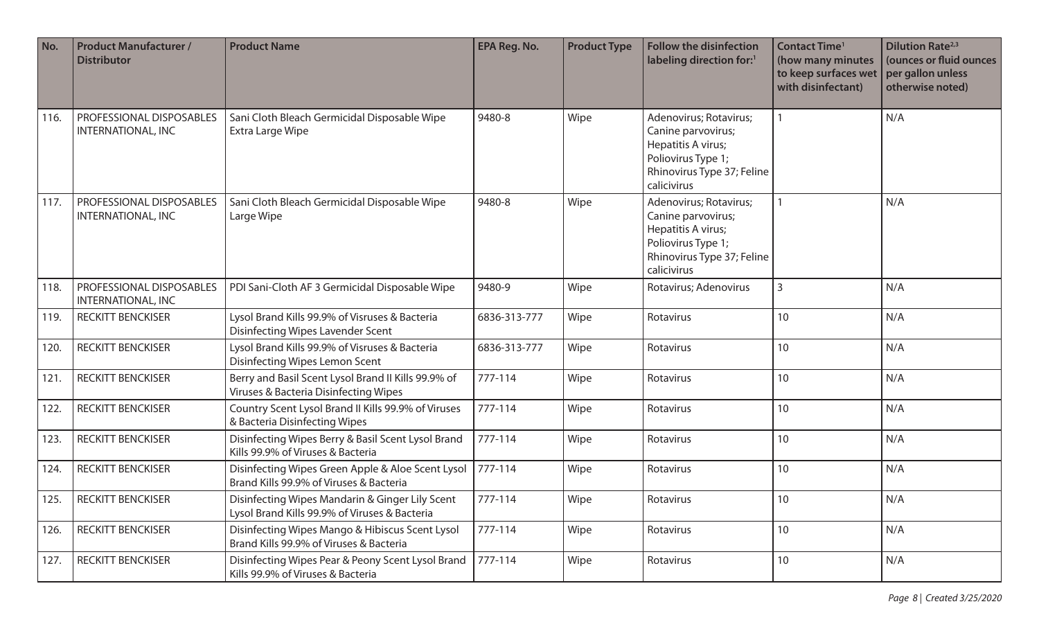| No. | Product Manufacturer / Distributor | Product Name | EPA Reg. No. | Product Type | Follow the disinfection labeling direction for:[1] | Contact Time[1] (how many minutes to keep surfaces wet with disinfectant) | Dilution Rate[2,3] (ounces or fluid ounces per gallon unless otherwise noted) |
|---|---|---|---|---|---|---|---|
| 116. | PROFESSIONAL DISPOSABLES INTERNATIONAL, INC | Sani Cloth Bleach Germicidal Disposable Wipe Extra Large Wipe | 9480-8 | Wipe | Adenovirus; Rotavirus; Canine parvovirus; Hepatitis A virus; Poliovirus Type 1; Rhinovirus Type 37; Feline calicivirus | 1 | N/A |
| 117. | PROFESSIONAL DISPOSABLES INTERNATIONAL, INC | Sani Cloth Bleach Germicidal Disposable Wipe Large Wipe | 9480-8 | Wipe | Adenovirus; Rotavirus; Canine parvovirus; Hepatitis A virus; Poliovirus Type 1; Rhinovirus Type 37; Feline calicivirus | 1 | N/A |
| 118. | PROFESSIONAL DISPOSABLES INTERNATIONAL, INC | PDI Sani-Cloth AF 3 Germicidal Disposable Wipe | 9480-9 | Wipe | Rotavirus; Adenovirus | 3 | N/A |
| 119. | RECKITT BENCKISER | Lysol Brand Kills 99.9% of Visruses & Bacteria Disinfecting Wipes Lavender Scent | 6836-313-777 | Wipe | Rotavirus | 10 | N/A |
| 120. | RECKITT BENCKISER | Lysol Brand Kills 99.9% of Visruses & Bacteria Disinfecting Wipes Lemon Scent | 6836-313-777 | Wipe | Rotavirus | 10 | N/A |
| 121. | RECKITT BENCKISER | Berry and Basil Scent Lysol Brand II Kills 99.9% of Viruses & Bacteria Disinfecting Wipes | 777-114 | Wipe | Rotavirus | 10 | N/A |
| 122. | RECKITT BENCKISER | Country Scent Lysol Brand II Kills 99.9% of Viruses & Bacteria Disinfecting Wipes | 777-114 | Wipe | Rotavirus | 10 | N/A |
| 123. | RECKITT BENCKISER | Disinfecting Wipes Berry & Basil Scent Lysol Brand Kills 99.9% of Viruses & Bacteria | 777-114 | Wipe | Rotavirus | 10 | N/A |
| 124. | RECKITT BENCKISER | Disinfecting Wipes Green Apple & Aloe Scent Lysol Brand Kills 99.9% of Viruses & Bacteria | 777-114 | Wipe | Rotavirus | 10 | N/A |
| 125. | RECKITT BENCKISER | Disinfecting Wipes Mandarin & Ginger Lily Scent Lysol Brand Kills 99.9% of Viruses & Bacteria | 777-114 | Wipe | Rotavirus | 10 | N/A |
| 126. | RECKITT BENCKISER | Disinfecting Wipes Mango & Hibiscus Scent Lysol Brand Kills 99.9% of Viruses & Bacteria | 777-114 | Wipe | Rotavirus | 10 | N/A |
| 127. | RECKITT BENCKISER | Disinfecting Wipes Pear & Peony Scent Lysol Brand Kills 99.9% of Viruses & Bacteria | 777-114 | Wipe | Rotavirus | 10 | N/A |

*Page 8 | Created 3/25/2020*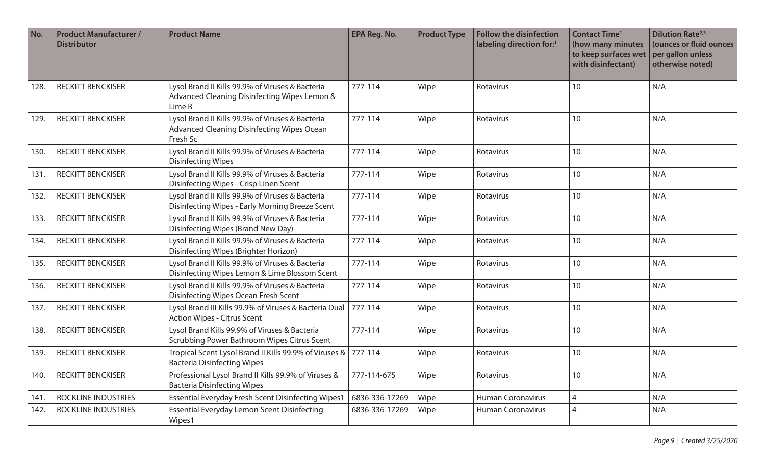| No. | Product Manufacturer / Distributor | Product Name | EPA Reg. No. | Product Type | Follow the disinfection labeling direction for:[1] | Contact Time[1] (how many minutes to keep surfaces wet with disinfectant) | Dilution Rate[2,3] (ounces or fluid ounces per gallon unless otherwise noted) |
|---|---|---|---|---|---|---|---|
| 128. | RECKITT BENCKISER | Lysol Brand II Kills 99.9% of Viruses & Bacteria Advanced Cleaning Disinfecting Wipes Lemon & Lime B | 777-114 | Wipe | Rotavirus | 10 | N/A |
| 129. | RECKITT BENCKISER | Lysol Brand II Kills 99.9% of Viruses & Bacteria Advanced Cleaning Disinfecting Wipes Ocean Fresh Sc | 777-114 | Wipe | Rotavirus | 10 | N/A |
| 130. | RECKITT BENCKISER | Lysol Brand II Kills 99.9% of Viruses & Bacteria Disinfecting Wipes | 777-114 | Wipe | Rotavirus | 10 | N/A |
| 131. | RECKITT BENCKISER | Lysol Brand II Kills 99.9% of Viruses & Bacteria Disinfecting Wipes - Crisp Linen Scent | 777-114 | Wipe | Rotavirus | 10 | N/A |
| 132. | RECKITT BENCKISER | Lysol Brand II Kills 99.9% of Viruses & Bacteria Disinfecting Wipes - Early Morning Breeze Scent | 777-114 | Wipe | Rotavirus | 10 | N/A |
| 133. | RECKITT BENCKISER | Lysol Brand II Kills 99.9% of Viruses & Bacteria Disinfecting Wipes (Brand New Day) | 777-114 | Wipe | Rotavirus | 10 | N/A |
| 134. | RECKITT BENCKISER | Lysol Brand II Kills 99.9% of Viruses & Bacteria Disinfecting Wipes (Brighter Horizon) | 777-114 | Wipe | Rotavirus | 10 | N/A |
| 135. | RECKITT BENCKISER | Lysol Brand II Kills 99.9% of Viruses & Bacteria Disinfecting Wipes Lemon & Lime Blossom Scent | 777-114 | Wipe | Rotavirus | 10 | N/A |
| 136. | RECKITT BENCKISER | Lysol Brand II Kills 99.9% of Viruses & Bacteria Disinfecting Wipes Ocean Fresh Scent | 777-114 | Wipe | Rotavirus | 10 | N/A |
| 137. | RECKITT BENCKISER | Lysol Brand III Kills 99.9% of Viruses & Bacteria Dual Action Wipes - Citrus Scent | 777-114 | Wipe | Rotavirus | 10 | N/A |
| 138. | RECKITT BENCKISER | Lysol Brand Kills 99.9% of Viruses & Bacteria Scrubbing Power Bathroom Wipes Citrus Scent | 777-114 | Wipe | Rotavirus | 10 | N/A |
| 139. | RECKITT BENCKISER | Tropical Scent Lysol Brand II Kills 99.9% of Viruses & Bacteria Disinfecting Wipes | 777-114 | Wipe | Rotavirus | 10 | N/A |
| 140. | RECKITT BENCKISER | Professional Lysol Brand II Kills 99.9% of Viruses & Bacteria Disinfecting Wipes | 777-114-675 | Wipe | Rotavirus | 10 | N/A |
| 141. | ROCKLINE INDUSTRIES | Essential Everyday Fresh Scent Disinfecting Wipes1 | 6836-336-17269 | Wipe | Human Coronavirus | 4 | N/A |
| 142. | ROCKLINE INDUSTRIES | Essential Everyday Lemon Scent Disinfecting Wipes1 | 6836-336-17269 | Wipe | Human Coronavirus | 4 | N/A |

*Created 3/25/2020*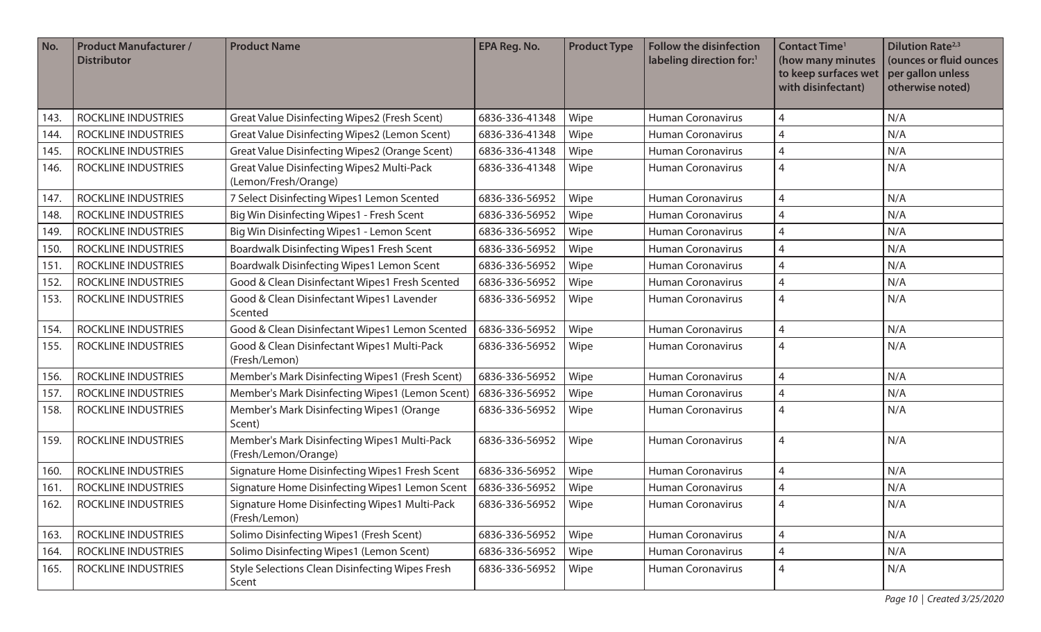| No. | Product Manufacturer / Distributor | Product Name | EPA Reg. No. | Product Type | Follow the disinfection labeling direction for:[1] | Contact Time[1] (how many minutes to keep surfaces wet with disinfectant) | Dilution Rate[2,3] (ounces or fluid ounces per gallon unless otherwise noted) |
|---|---|---|---|---|---|---|---|
| 143. | ROCKLINE INDUSTRIES | Great Value Disinfecting Wipes2 (Fresh Scent) | 6836-336-41348 | Wipe | Human Coronavirus | 4 | N/A |
| 144. | ROCKLINE INDUSTRIES | Great Value Disinfecting Wipes2 (Lemon Scent) | 6836-336-41348 | Wipe | Human Coronavirus | 4 | N/A |
| 145. | ROCKLINE INDUSTRIES | Great Value Disinfecting Wipes2 (Orange Scent) | 6836-336-41348 | Wipe | Human Coronavirus | 4 | N/A |
| 146. | ROCKLINE INDUSTRIES | Great Value Disinfecting Wipes2 Multi-Pack (Lemon/Fresh/Orange) | 6836-336-41348 | Wipe | Human Coronavirus | 4 | N/A |
| 147. | ROCKLINE INDUSTRIES | 7 Select Disinfecting Wipes1 Lemon Scented | 6836-336-56952 | Wipe | Human Coronavirus | 4 | N/A |
| 148. | ROCKLINE INDUSTRIES | Big Win Disinfecting Wipes1 - Fresh Scent | 6836-336-56952 | Wipe | Human Coronavirus | 4 | N/A |
| 149. | ROCKLINE INDUSTRIES | Big Win Disinfecting Wipes1 - Lemon Scent | 6836-336-56952 | Wipe | Human Coronavirus | 4 | N/A |
| 150. | ROCKLINE INDUSTRIES | Boardwalk Disinfecting Wipes1 Fresh Scent | 6836-336-56952 | Wipe | Human Coronavirus | 4 | N/A |
| 151. | ROCKLINE INDUSTRIES | Boardwalk Disinfecting Wipes1 Lemon Scent | 6836-336-56952 | Wipe | Human Coronavirus | 4 | N/A |
| 152. | ROCKLINE INDUSTRIES | Good & Clean Disinfectant Wipes1 Fresh Scented | 6836-336-56952 | Wipe | Human Coronavirus | 4 | N/A |
| 153. | ROCKLINE INDUSTRIES | Good & Clean Disinfectant Wipes1 Lavender Scented | 6836-336-56952 | Wipe | Human Coronavirus | 4 | N/A |
| 154. | ROCKLINE INDUSTRIES | Good & Clean Disinfectant Wipes1 Lemon Scented | 6836-336-56952 | Wipe | Human Coronavirus | 4 | N/A |
| 155. | ROCKLINE INDUSTRIES | Good & Clean Disinfectant Wipes1 Multi-Pack (Fresh/Lemon) | 6836-336-56952 | Wipe | Human Coronavirus | 4 | N/A |
| 156. | ROCKLINE INDUSTRIES | Member's Mark Disinfecting Wipes1 (Fresh Scent) | 6836-336-56952 | Wipe | Human Coronavirus | 4 | N/A |
| 157. | ROCKLINE INDUSTRIES | Member's Mark Disinfecting Wipes1 (Lemon Scent) | 6836-336-56952 | Wipe | Human Coronavirus | 4 | N/A |
| 158. | ROCKLINE INDUSTRIES | Member's Mark Disinfecting Wipes1 (Orange Scent) | 6836-336-56952 | Wipe | Human Coronavirus | 4 | N/A |
| 159. | ROCKLINE INDUSTRIES | Member's Mark Disinfecting Wipes1 Multi-Pack (Fresh/Lemon/Orange) | 6836-336-56952 | Wipe | Human Coronavirus | 4 | N/A |
| 160. | ROCKLINE INDUSTRIES | Signature Home Disinfecting Wipes1 Fresh Scent | 6836-336-56952 | Wipe | Human Coronavirus | 4 | N/A |
| 161. | ROCKLINE INDUSTRIES | Signature Home Disinfecting Wipes1 Lemon Scent | 6836-336-56952 | Wipe | Human Coronavirus | 4 | N/A |
| 162. | ROCKLINE INDUSTRIES | Signature Home Disinfecting Wipes1 Multi-Pack (Fresh/Lemon) | 6836-336-56952 | Wipe | Human Coronavirus | 4 | N/A |
| 163. | ROCKLINE INDUSTRIES | Solimo Disinfecting Wipes1 (Fresh Scent) | 6836-336-56952 | Wipe | Human Coronavirus | 4 | N/A |
| 164. | ROCKLINE INDUSTRIES | Solimo Disinfecting Wipes1 (Lemon Scent) | 6836-336-56952 | Wipe | Human Coronavirus | 4 | N/A |
| 165. | ROCKLINE INDUSTRIES | Style Selections Clean Disinfecting Wipes Fresh Scent | 6836-336-56952 | Wipe | Human Coronavirus | 4 | N/A |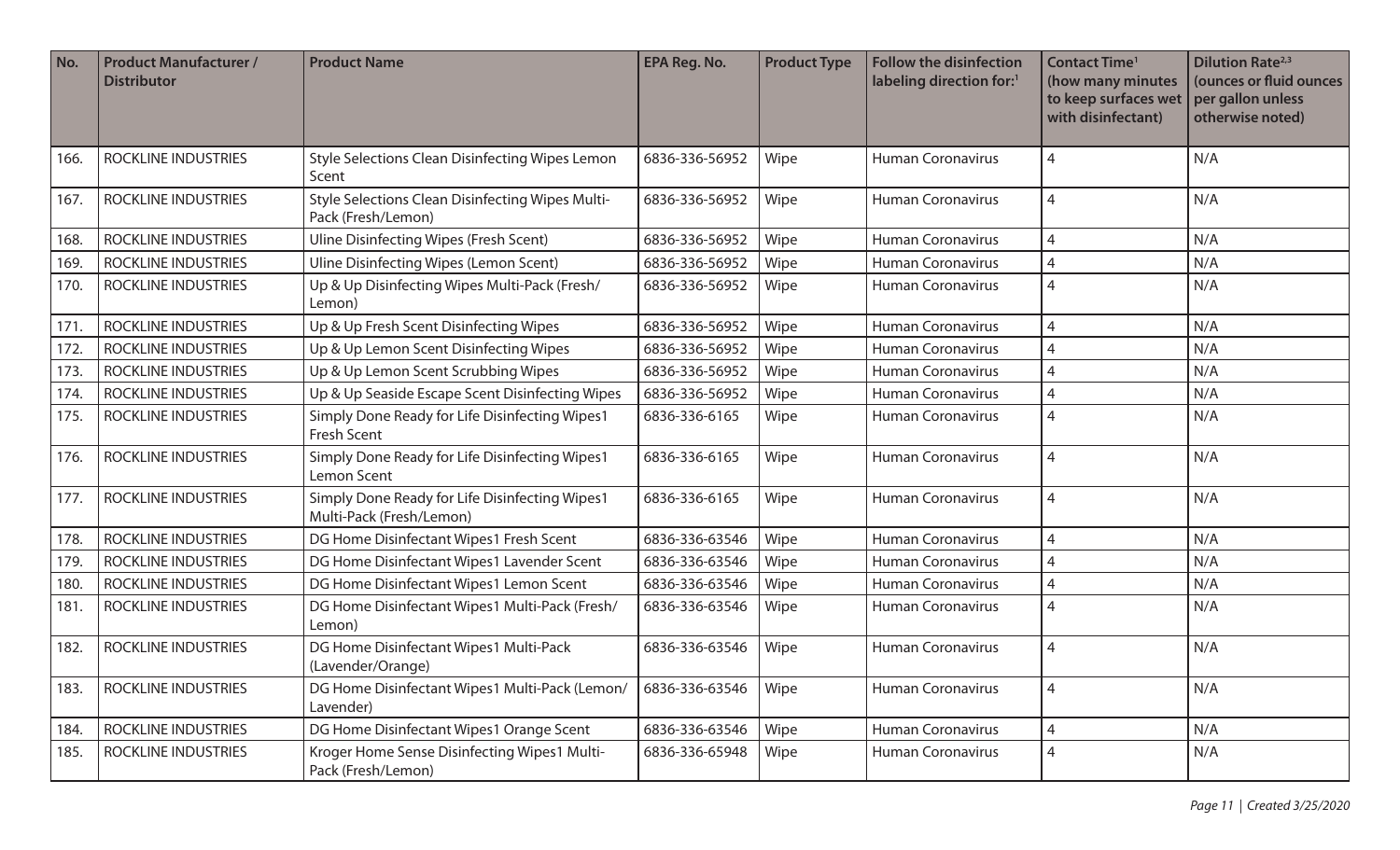| No. | Product Manufacturer / Distributor | Product Name | EPA Reg. No. | Product Type | Follow the disinfection labeling direction for:[1] | Contact Time[1] (how many minutes to keep surfaces wet with disinfectant) | Dilution Rate[2,3] (ounces or fluid ounces per gallon unless otherwise noted) |
|---|---|---|---|---|---|---|---|
| 166. | ROCKLINE INDUSTRIES | Style Selections Clean Disinfecting Wipes Lemon Scent | 6836-336-56952 | Wipe | Human Coronavirus | 4 | N/A |
| 167. | ROCKLINE INDUSTRIES | Style Selections Clean Disinfecting Wipes Multi-Pack (Fresh/Lemon) | 6836-336-56952 | Wipe | Human Coronavirus | 4 | N/A |
| 168. | ROCKLINE INDUSTRIES | Uline Disinfecting Wipes (Fresh Scent) | 6836-336-56952 | Wipe | Human Coronavirus | 4 | N/A |
| 169. | ROCKLINE INDUSTRIES | Uline Disinfecting Wipes (Lemon Scent) | 6836-336-56952 | Wipe | Human Coronavirus | 4 | N/A |
| 170. | ROCKLINE INDUSTRIES | Up & Up Disinfecting Wipes Multi-Pack (Fresh/Lemon) | 6836-336-56952 | Wipe | Human Coronavirus | 4 | N/A |
| 171. | ROCKLINE INDUSTRIES | Up & Up Fresh Scent Disinfecting Wipes | 6836-336-56952 | Wipe | Human Coronavirus | 4 | N/A |
| 172. | ROCKLINE INDUSTRIES | Up & Up Lemon Scent Disinfecting Wipes | 6836-336-56952 | Wipe | Human Coronavirus | 4 | N/A |
| 173. | ROCKLINE INDUSTRIES | Up & Up Lemon Scent Scrubbing Wipes | 6836-336-56952 | Wipe | Human Coronavirus | 4 | N/A |
| 174. | ROCKLINE INDUSTRIES | Up & Up Seaside Escape Scent Disinfecting Wipes | 6836-336-56952 | Wipe | Human Coronavirus | 4 | N/A |
| 175. | ROCKLINE INDUSTRIES | Simply Done Ready for Life Disinfecting Wipes1 Fresh Scent | 6836-336-6165 | Wipe | Human Coronavirus | 4 | N/A |
| 176. | ROCKLINE INDUSTRIES | Simply Done Ready for Life Disinfecting Wipes1 Lemon Scent | 6836-336-6165 | Wipe | Human Coronavirus | 4 | N/A |
| 177. | ROCKLINE INDUSTRIES | Simply Done Ready for Life Disinfecting Wipes1 Multi-Pack (Fresh/Lemon) | 6836-336-6165 | Wipe | Human Coronavirus | 4 | N/A |
| 178. | ROCKLINE INDUSTRIES | DG Home Disinfectant Wipes1 Fresh Scent | 6836-336-63546 | Wipe | Human Coronavirus | 4 | N/A |
| 179. | ROCKLINE INDUSTRIES | DG Home Disinfectant Wipes1 Lavender Scent | 6836-336-63546 | Wipe | Human Coronavirus | 4 | N/A |
| 180. | ROCKLINE INDUSTRIES | DG Home Disinfectant Wipes1 Lemon Scent | 6836-336-63546 | Wipe | Human Coronavirus | 4 | N/A |
| 181. | ROCKLINE INDUSTRIES | DG Home Disinfectant Wipes1 Multi-Pack (Fresh/Lemon) | 6836-336-63546 | Wipe | Human Coronavirus | 4 | N/A |
| 182. | ROCKLINE INDUSTRIES | DG Home Disinfectant Wipes1 Multi-Pack (Lavender/Orange) | 6836-336-63546 | Wipe | Human Coronavirus | 4 | N/A |
| 183. | ROCKLINE INDUSTRIES | DG Home Disinfectant Wipes1 Multi-Pack (Lemon/Lavender) | 6836-336-63546 | Wipe | Human Coronavirus | 4 | N/A |
| 184. | ROCKLINE INDUSTRIES | DG Home Disinfectant Wipes1 Orange Scent | 6836-336-63546 | Wipe | Human Coronavirus | 4 | N/A |
| 185. | ROCKLINE INDUSTRIES | Kroger Home Sense Disinfecting Wipes1 Multi-Pack (Fresh/Lemon) | 6836-336-65948 | Wipe | Human Coronavirus | 4 | N/A |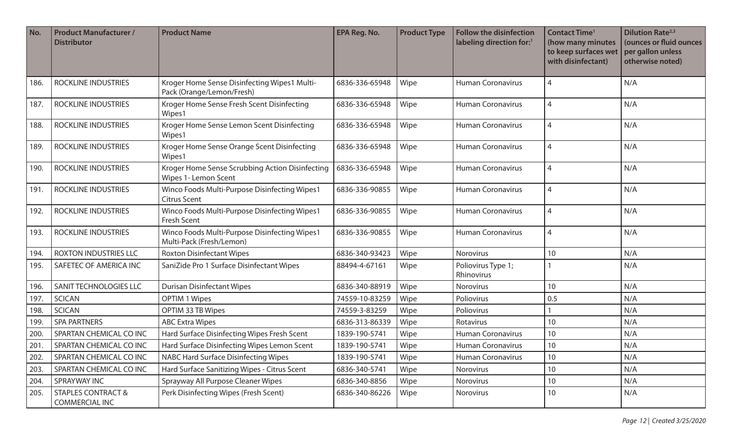| No. | Product Manufacturer / Distributor | Product Name | EPA Reg. No. | Product Type | Follow the disinfection labeling direction for:[1] | Contact Time[1] (how many minutes to keep surfaces wet with disinfectant) | Dilution Rate[2,3] (ounces or fluid ounces per gallon unless otherwise noted) |
|---|---|---|---|---|---|---|---|
| 186. | ROCKLINE INDUSTRIES | Kroger Home Sense Disinfecting Wipes1 Multi-Pack (Orange/Lemon/Fresh) | 6836-336-65948 | Wipe | Human Coronavirus | 4 | N/A |
| 187. | ROCKLINE INDUSTRIES | Kroger Home Sense Fresh Scent Disinfecting Wipes1 | 6836-336-65948 | Wipe | Human Coronavirus | 4 | N/A |
| 188. | ROCKLINE INDUSTRIES | Kroger Home Sense Lemon Scent Disinfecting Wipes1 | 6836-336-65948 | Wipe | Human Coronavirus | 4 | N/A |
| 189. | ROCKLINE INDUSTRIES | Kroger Home Sense Orange Scent Disinfecting Wipes1 | 6836-336-65948 | Wipe | Human Coronavirus | 4 | N/A |
| 190. | ROCKLINE INDUSTRIES | Kroger Home Sense Scrubbing Action Disinfecting Wipes 1- Lemon Scent | 6836-336-65948 | Wipe | Human Coronavirus | 4 | N/A |
| 191. | ROCKLINE INDUSTRIES | Winco Foods Multi-Purpose Disinfecting Wipes1 Citrus Scent | 6836-336-90855 | Wipe | Human Coronavirus | 4 | N/A |
| 192. | ROCKLINE INDUSTRIES | Winco Foods Multi-Purpose Disinfecting Wipes1 Fresh Scent | 6836-336-90855 | Wipe | Human Coronavirus | 4 | N/A |
| 193. | ROCKLINE INDUSTRIES | Winco Foods Multi-Purpose Disinfecting Wipes1 Multi-Pack (Fresh/Lemon) | 6836-336-90855 | Wipe | Human Coronavirus | 4 | N/A |
| 194. | ROXTON INDUSTRIES LLC | Roxton Disinfectant Wipes | 6836-340-93423 | Wipe | Norovirus | 10 | N/A |
| 195. | SAFETEC OF AMERICA INC | SaniZide Pro 1 Surface Disinfectant Wipes | 88494-4-67161 | Wipe | Poliovirus Type 1; Rhinovirus | 1 | N/A |
| 196. | SANIT TECHNOLOGIES LLC | Durisan Disinfectant Wipes | 6836-340-88919 | Wipe | Norovirus | 10 | N/A |
| 197. | SCICAN | OPTIM 1 Wipes | 74559-10-83259 | Wipe | Poliovirus | 0.5 | N/A |
| 198. | SCICAN | OPTIM 33 TB Wipes | 74559-3-83259 | Wipe | Poliovirus | 1 | N/A |
| 199. | SPA PARTNERS | ABC Extra Wipes | 6836-313-86339 | Wipe | Rotavirus | 10 | N/A |
| 200. | SPARTAN CHEMICAL CO INC | Hard Surface Disinfecting Wipes Fresh Scent | 1839-190-5741 | Wipe | Human Coronavirus | 10 | N/A |
| 201. | SPARTAN CHEMICAL CO INC | Hard Surface Disinfecting Wipes Lemon Scent | 1839-190-5741 | Wipe | Human Coronavirus | 10 | N/A |
| 202. | SPARTAN CHEMICAL CO INC | NABC Hard Surface Disinfecting Wipes | 1839-190-5741 | Wipe | Human Coronavirus | 10 | N/A |
| 203. | SPARTAN CHEMICAL CO INC | Hard Surface Sanitizing Wipes - Citrus Scent | 6836-340-5741 | Wipe | Norovirus | 10 | N/A |
| 204. | SPRAYWAY INC | Sprayway All Purpose Cleaner Wipes | 6836-340-8856 | Wipe | Norovirus | 10 | N/A |
| 205. | STAPLES CONTRACT & COMMERCIAL INC | Perk Disinfecting Wipes (Fresh Scent) | 6836-340-86226 | Wipe | Norovirus | 10 | N/A |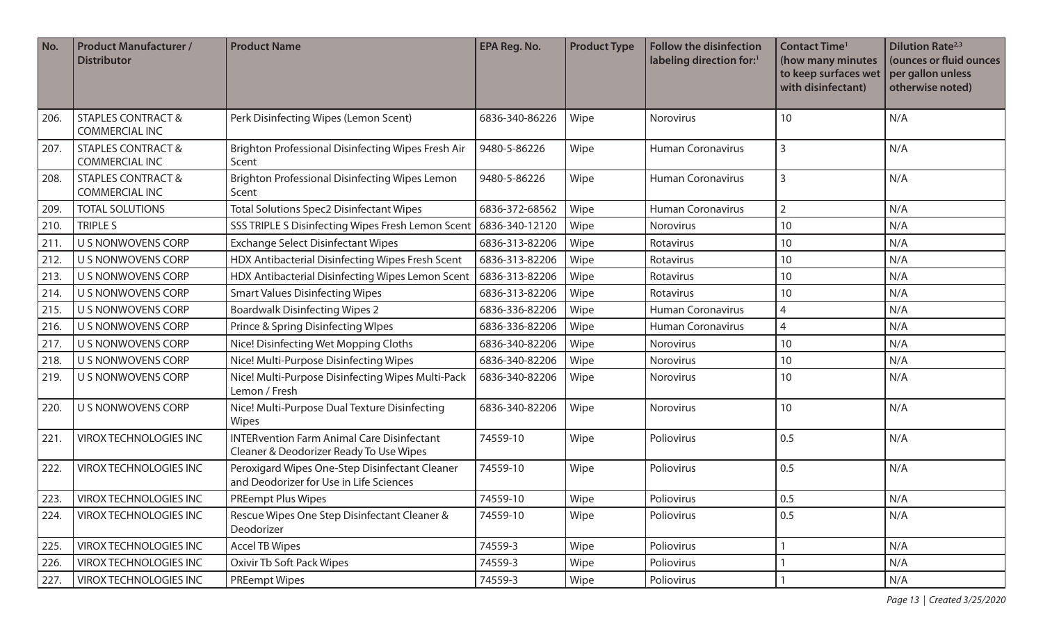| No. | Product Manufacturer / Distributor | Product Name | EPA Reg. No. | Product Type | Follow the disinfection labeling direction for:[1] | Contact Time[1] (how many minutes to keep surfaces wet with disinfectant) | Dilution Rate[2,3] (ounces or fluid ounces per gallon unless otherwise noted) |
|---|---|---|---|---|---|---|---|
| 206. | STAPLES CONTRACT & COMMERCIAL INC | Perk Disinfecting Wipes (Lemon Scent) | 6836-340-86226 | Wipe | Norovirus | 10 | N/A |
| 207. | STAPLES CONTRACT & COMMERCIAL INC | Brighton Professional Disinfecting Wipes Fresh Air Scent | 9480-5-86226 | Wipe | Human Coronavirus | 3 | N/A |
| 208. | STAPLES CONTRACT & COMMERCIAL INC | Brighton Professional Disinfecting Wipes Lemon Scent | 9480-5-86226 | Wipe | Human Coronavirus | 3 | N/A |
| 209. | TOTAL SOLUTIONS | Total Solutions Spec2 Disinfectant Wipes | 6836-372-68562 | Wipe | Human Coronavirus | 2 | N/A |
| 210. | TRIPLE S | SSS TRIPLE S Disinfecting Wipes Fresh Lemon Scent | 6836-340-12120 | Wipe | Norovirus | 10 | N/A |
| 211. | U S NONWOVENS CORP | Exchange Select Disinfectant Wipes | 6836-313-82206 | Wipe | Rotavirus | 10 | N/A |
| 212. | U S NONWOVENS CORP | HDX Antibacterial Disinfecting Wipes Fresh Scent | 6836-313-82206 | Wipe | Rotavirus | 10 | N/A |
| 213. | U S NONWOVENS CORP | HDX Antibacterial Disinfecting Wipes Lemon Scent | 6836-313-82206 | Wipe | Rotavirus | 10 | N/A |
| 214. | U S NONWOVENS CORP | Smart Values Disinfecting Wipes | 6836-313-82206 | Wipe | Rotavirus | 10 | N/A |
| 215. | U S NONWOVENS CORP | Boardwalk Disinfecting Wipes 2 | 6836-336-82206 | Wipe | Human Coronavirus | 4 | N/A |
| 216. | U S NONWOVENS CORP | Prince & Spring Disinfecting WIpes | 6836-336-82206 | Wipe | Human Coronavirus | 4 | N/A |
| 217. | U S NONWOVENS CORP | Nice! Disinfecting Wet Mopping Cloths | 6836-340-82206 | Wipe | Norovirus | 10 | N/A |
| 218. | U S NONWOVENS CORP | Nice! Multi-Purpose Disinfecting Wipes | 6836-340-82206 | Wipe | Norovirus | 10 | N/A |
| 219. | U S NONWOVENS CORP | Nice! Multi-Purpose Disinfecting Wipes Multi-Pack Lemon / Fresh | 6836-340-82206 | Wipe | Norovirus | 10 | N/A |
| 220. | U S NONWOVENS CORP | Nice! Multi-Purpose Dual Texture Disinfecting Wipes | 6836-340-82206 | Wipe | Norovirus | 10 | N/A |
| 221. | VIROX TECHNOLOGIES INC | INTERvention Farm Animal Care Disinfectant Cleaner & Deodorizer Ready To Use Wipes | 74559-10 | Wipe | Poliovirus | 0.5 | N/A |
| 222. | VIROX TECHNOLOGIES INC | Peroxigard Wipes One-Step Disinfectant Cleaner and Deodorizer for Use in Life Sciences | 74559-10 | Wipe | Poliovirus | 0.5 | N/A |
| 223. | VIROX TECHNOLOGIES INC | PREempt Plus Wipes | 74559-10 | Wipe | Poliovirus | 0.5 | N/A |
| 224. | VIROX TECHNOLOGIES INC | Rescue Wipes One Step Disinfectant Cleaner & Deodorizer | 74559-10 | Wipe | Poliovirus | 0.5 | N/A |
| 225. | VIROX TECHNOLOGIES INC | Accel TB Wipes | 74559-3 | Wipe | Poliovirus | 1 | N/A |
| 226. | VIROX TECHNOLOGIES INC | Oxivir Tb Soft Pack Wipes | 74559-3 | Wipe | Poliovirus | 1 | N/A |
| 227. | VIROX TECHNOLOGIES INC | PREempt Wipes | 74559-3 | Wipe | Poliovirus | 1 | N/A |

*Created 3/25/2020*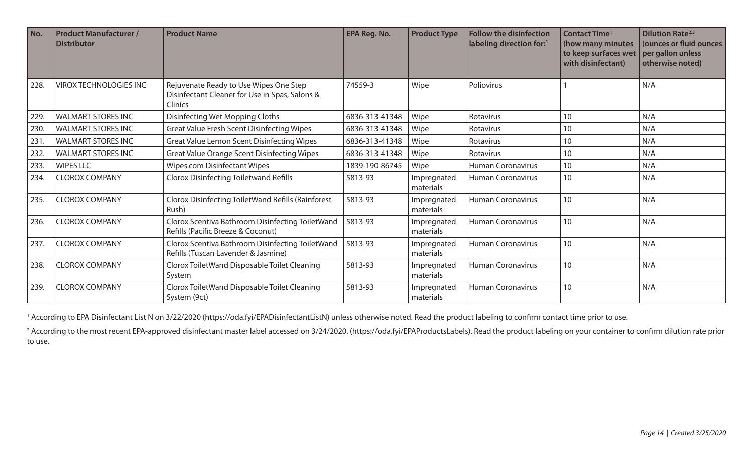| No. | Product Manufacturer / Distributor | Product Name | EPA Reg. No. | Product Type | Follow the disinfection labeling direction for:[1] | Contact Time[1] (how many minutes to keep surfaces wet with disinfectant) | Dilution Rate[2,3] (ounces or fluid ounces per gallon unless otherwise noted) |
|---|---|---|---|---|---|---|---|
| 228. | VIROX TECHNOLOGIES INC | Rejuvenate Ready to Use Wipes One Step Disinfectant Cleaner for Use in Spas, Salons & Clinics | 74559-3 | Wipe | Poliovirus | 1 | N/A |
| 229. | WALMART STORES INC | Disinfecting Wet Mopping Cloths | 6836-313-41348 | Wipe | Rotavirus | 10 | N/A |
| 230. | WALMART STORES INC | Great Value Fresh Scent Disinfecting Wipes | 6836-313-41348 | Wipe | Rotavirus | 10 | N/A |
| 231. | WALMART STORES INC | Great Value Lemon Scent Disinfecting Wipes | 6836-313-41348 | Wipe | Rotavirus | 10 | N/A |
| 232. | WALMART STORES INC | Great Value Orange Scent Disinfecting Wipes | 6836-313-41348 | Wipe | Rotavirus | 10 | N/A |
| 233. | WIPES LLC | Wipes.com Disinfectant Wipes | 1839-190-86745 | Wipe | Human Coronavirus | 10 | N/A |
| 234. | CLOROX COMPANY | Clorox Disinfecting Toiletwand Refills | 5813-93 | Impregnated materials | Human Coronavirus | 10 | N/A |
| 235. | CLOROX COMPANY | Clorox Disinfecting ToiletWand Refills (Rainforest Rush) | 5813-93 | Impregnated materials | Human Coronavirus | 10 | N/A |
| 236. | CLOROX COMPANY | Clorox Scentiva Bathroom Disinfecting ToiletWand Refills (Pacific Breeze & Coconut) | 5813-93 | Impregnated materials | Human Coronavirus | 10 | N/A |
| 237. | CLOROX COMPANY | Clorox Scentiva Bathroom Disinfecting ToiletWand Refills (Tuscan Lavender & Jasmine) | 5813-93 | Impregnated materials | Human Coronavirus | 10 | N/A |
| 238. | CLOROX COMPANY | Clorox ToiletWand Disposable Toilet Cleaning System | 5813-93 | Impregnated materials | Human Coronavirus | 10 | N/A |
| 239. | CLOROX COMPANY | Clorox ToiletWand Disposable Toilet Cleaning System (9ct) | 5813-93 | Impregnated materials | Human Coronavirus | 10 | N/A |

[1] According to EPA Disinfectant List N on 3/22/2020 (https://oda.fyi/EPADisinfectantListN) unless otherwise noted. Read the product labeling to confirm contact time prior to use.

[2] According to the most recent EPA-approved disinfectant master label accessed on 3/24/2020. (https://oda.fyi/EPAProductsLabels). Read the product labeling on your container to confirm dilution rate prior to use.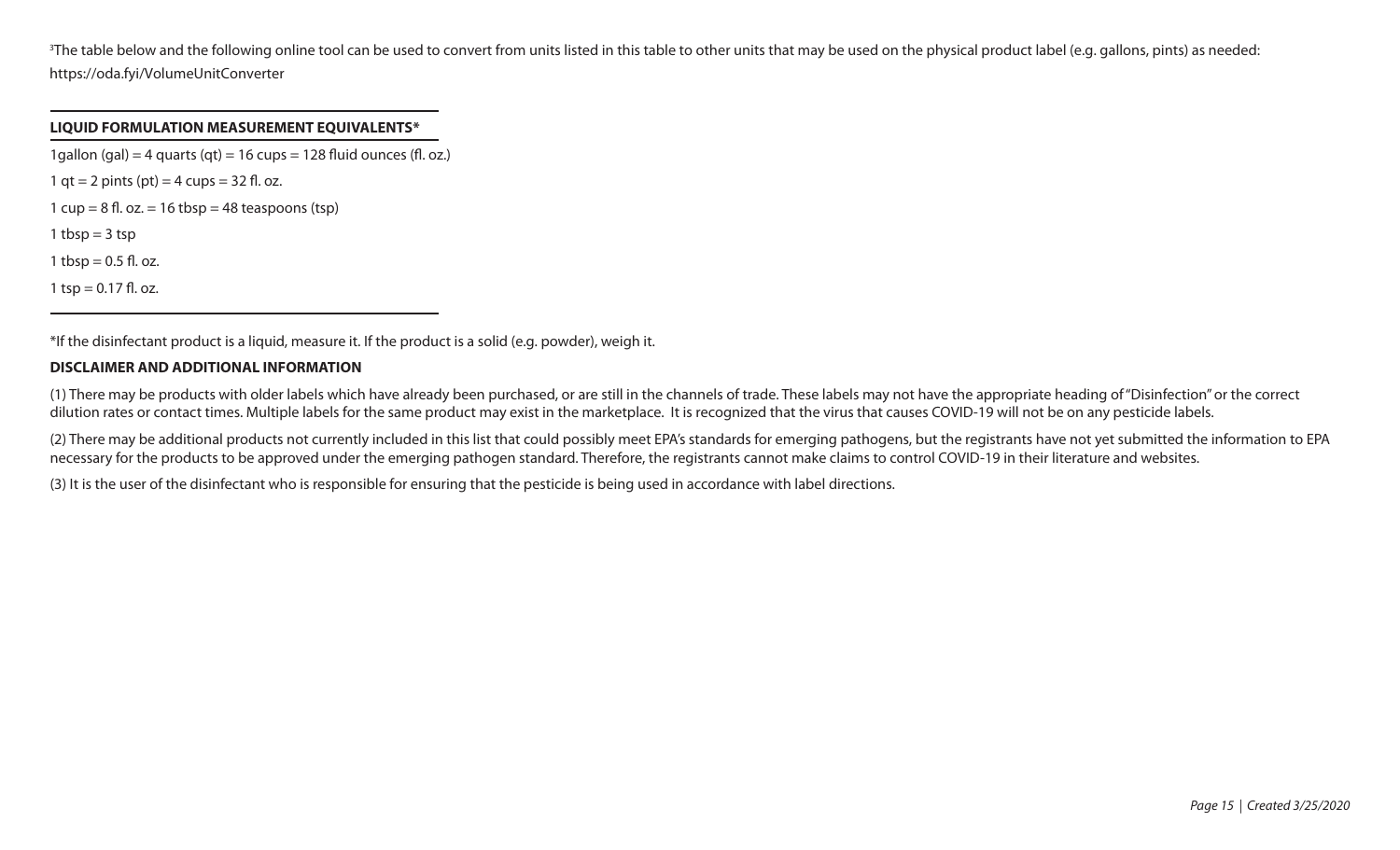[3]The table below and the following online tool can be used to convert from units listed in this table to other units that may be used on the physical product label (e.g. gallons, pints) as needed: https://oda.fyi/VolumeUnitConverter

**LIQUID FORMULATION MEASUREMENT EQUIVALENTS***

1gallon (gal) = 4 quarts (qt) = 16 cups = 128 fluid ounces (fl. oz.)

1 qt = 2 pints (pt) = 4 cups = 32 fl. oz.

1 cup = 8 fl. oz. = 16 tbsp = 48 teaspoons (tsp)

1 tbsp = 3 tsp

1 tbsp = 0.5 fl. oz.

1 tsp = 0.17 fl. oz.

*If the disinfectant product is a liquid, measure it. If the product is a solid (e.g. powder), weigh it.

**DISCLAIMER AND ADDITIONAL INFORMATION**

(1) There may be products with older labels which have already been purchased, or are still in the channels of trade. These labels may not have the appropriate heading of "Disinfection" or the correct dilution rates or contact times. Multiple labels for the same product may exist in the marketplace. It is recognized that the virus that causes COVID-19 will not be on any pesticide labels.

(2) There may be additional products not currently included in this list that could possibly meet EPA's standards for emerging pathogens, but the registrants have not yet submitted the information to EPA necessary for the products to be approved under the emerging pathogen standard. Therefore, the registrants cannot make claims to control COVID-19 in their literature and websites.

(3) It is the user of the disinfectant who is responsible for ensuring that the pesticide is being used in accordance with label directions.